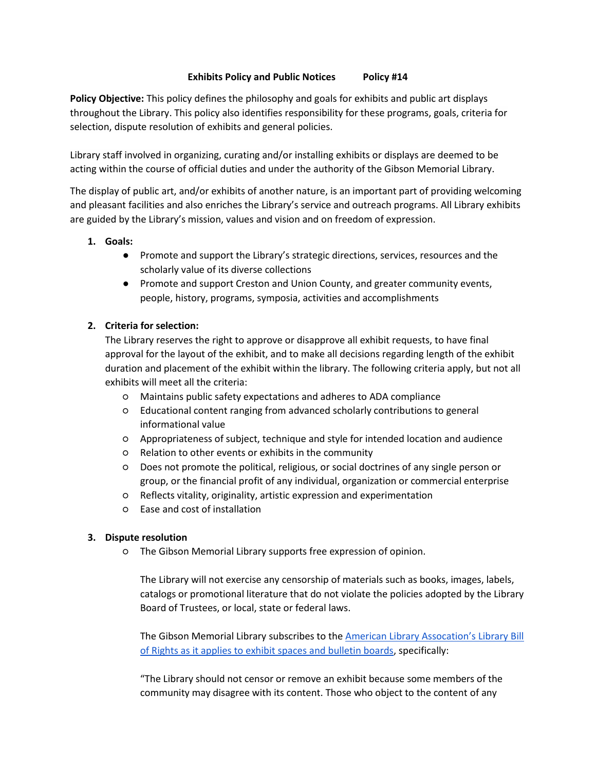**Exhibits Policy and Public Notices Policy #14**

**Policy Objective:** This policy defines the philosophy and goals for exhibits and public art displays throughout the Library. This policy also identifies responsibility for these programs, goals, criteria for selection, dispute resolution of exhibits and general policies.

Library staff involved in organizing, curating and/or installing exhibits or displays are deemed to be acting within the course of official duties and under the authority of the Gibson Memorial Library.

The display of public art, and/or exhibits of another nature, is an important part of providing welcoming and pleasant facilities and also enriches the Library's service and outreach programs. All Library exhibits are guided by the Library's mission, values and vision and on freedom of expression.

1. **Goals:**
   - Promote and support the Library's strategic directions, services, resources and the scholarly value of its diverse collections
   - Promote and support Creston and Union County, and greater community events, people, history, programs, symposia, activities and accomplishments

2. **Criteria for selection:**
   The Library reserves the right to approve or disapprove all exhibit requests, to have final approval for the layout of the exhibit, and to make all decisions regarding length of the exhibit duration and placement of the exhibit within the library. The following criteria apply, but not all exhibits will meet all the criteria:
   - Maintains public safety expectations and adheres to ADA compliance
   - Educational content ranging from advanced scholarly contributions to general informational value
   - Appropriateness of subject, technique and style for intended location and audience
   - Relation to other events or exhibits in the community
   - Does not promote the political, religious, or social doctrines of any single person or group, or the financial profit of any individual, organization or commercial enterprise
   - Reflects vitality, originality, artistic expression and experimentation
   - Ease and cost of installation

3. **Dispute resolution**
   - The Gibson Memorial Library supports free expression of opinion.

     The Library will not exercise any censorship of materials such as books, images, labels, catalogs or promotional literature that do not violate the policies adopted by the Library Board of Trustees, or local, state or federal laws.

     The Gibson Memorial Library subscribes to the American Library Assocation's Library Bill of Rights as it applies to exhibit spaces and bulletin boards, specifically:

     "The Library should not censor or remove an exhibit because some members of the community may disagree with its content. Those who object to the content of any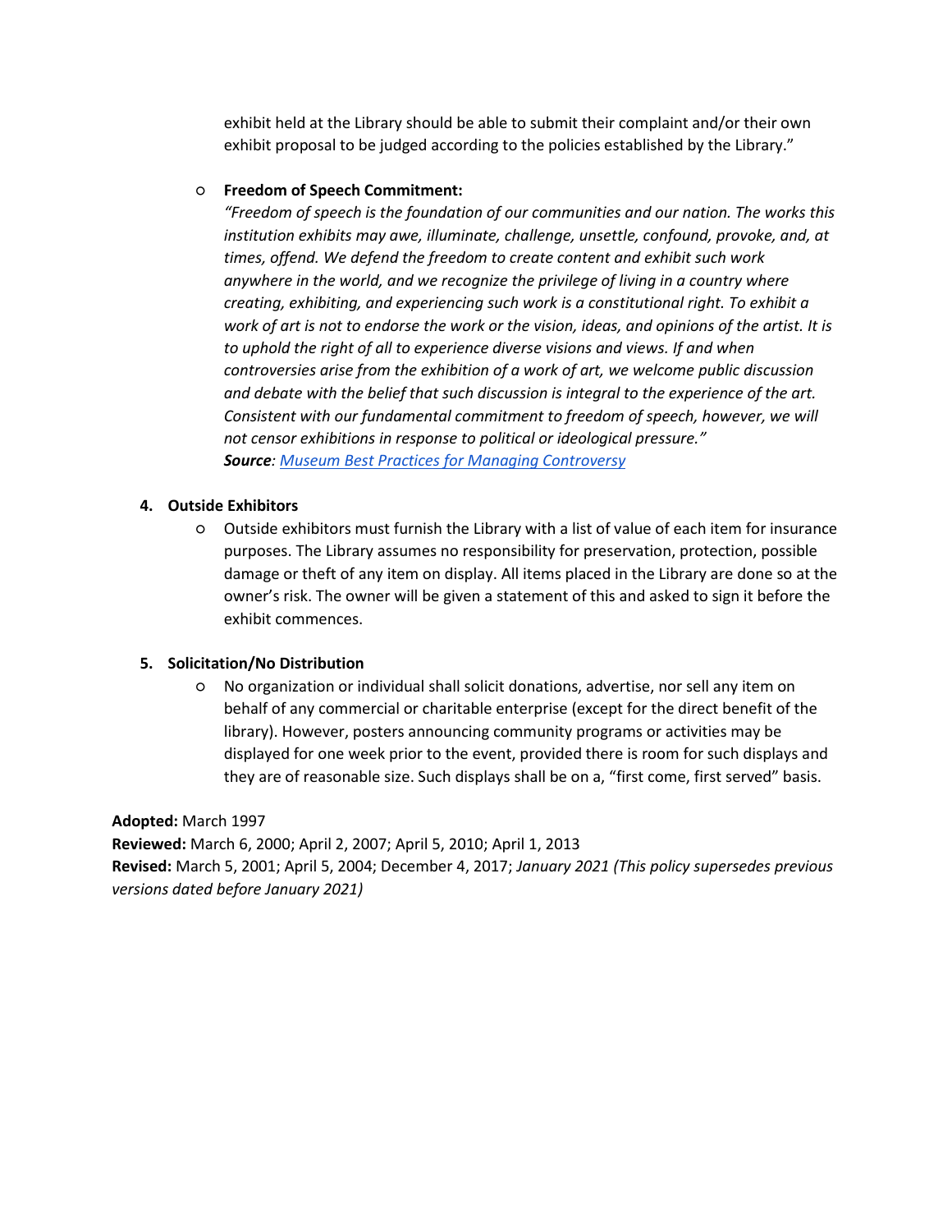exhibit held at the Library should be able to submit their complaint and/or their own exhibit proposal to be judged according to the policies established by the Library."

- **Freedom of Speech Commitment:**
  *"Freedom of speech is the foundation of our communities and our nation. The works this institution exhibits may awe, illuminate, challenge, unsettle, confound, provoke, and, at times, offend. We defend the freedom to create content and exhibit such work anywhere in the world, and we recognize the privilege of living in a country where creating, exhibiting, and experiencing such work is a constitutional right. To exhibit a work of art is not to endorse the work or the vision, ideas, and opinions of the artist. It is to uphold the right of all to experience diverse visions and views. If and when controversies arise from the exhibition of a work of art, we welcome public discussion and debate with the belief that such discussion is integral to the experience of the art. Consistent with our fundamental commitment to freedom of speech, however, we will not censor exhibitions in response to political or ideological pressure."*
  ***Source**: Museum Best Practices for Managing Controversy*

4. **Outside Exhibitors**
   - Outside exhibitors must furnish the Library with a list of value of each item for insurance purposes. The Library assumes no responsibility for preservation, protection, possible damage or theft of any item on display. All items placed in the Library are done so at the owner's risk. The owner will be given a statement of this and asked to sign it before the exhibit commences.

5. **Solicitation/No Distribution**
   - No organization or individual shall solicit donations, advertise, nor sell any item on behalf of any commercial or charitable enterprise (except for the direct benefit of the library). However, posters announcing community programs or activities may be displayed for one week prior to the event, provided there is room for such displays and they are of reasonable size. Such displays shall be on a, "first come, first served" basis.

**Adopted:** March 1997
**Reviewed:** March 6, 2000; April 2, 2007; April 5, 2010; April 1, 2013
**Revised:** March 5, 2001; April 5, 2004; December 4, 2017; *January 2021 (This policy supersedes previous versions dated before January 2021)*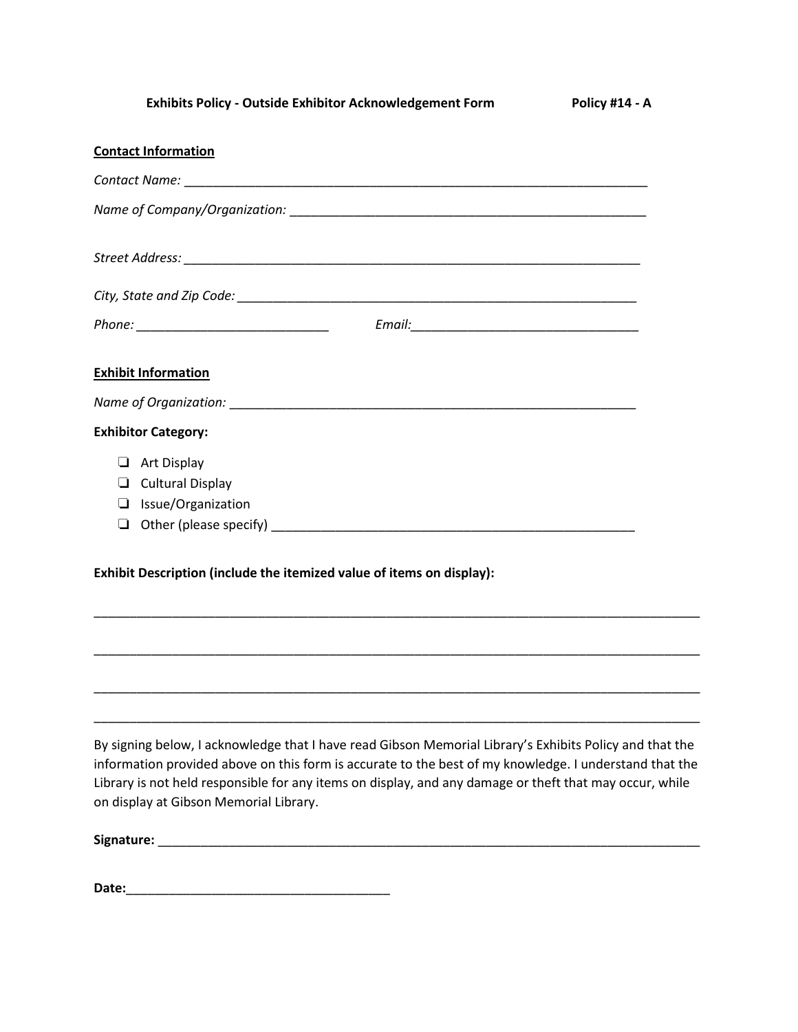**Exhibits Policy - Outside Exhibitor Acknowledgement Form** **Policy #14 - A**

**Contact Information**

*Contact Name:* ___________________________________________________________________

*Name of Company/Organization:* ___________________________________________________

*Street Address:* __________________________________________________________________

*City, State and Zip Code:* __________________________________________________________

*Phone:* ___________________________ *Email:* _________________________________

**Exhibit Information**

*Name of Organization:* ____________________________________________________________

**Exhibitor Category:**

- ❑ Art Display
- ❑ Cultural Display
- ❑ Issue/Organization
- ❑ Other (please specify) ____________________________________________________

**Exhibit Description (include the itemized value of items on display):**

______________________________________________________________________________________

______________________________________________________________________________________

______________________________________________________________________________________

______________________________________________________________________________________

By signing below, I acknowledge that I have read Gibson Memorial Library's Exhibits Policy and that the information provided above on this form is accurate to the best of my knowledge. I understand that the Library is not held responsible for any items on display, and any damage or theft that may occur, while on display at Gibson Memorial Library.

**Signature:** ____________________________________________________________________________

**Date:**_____________________________________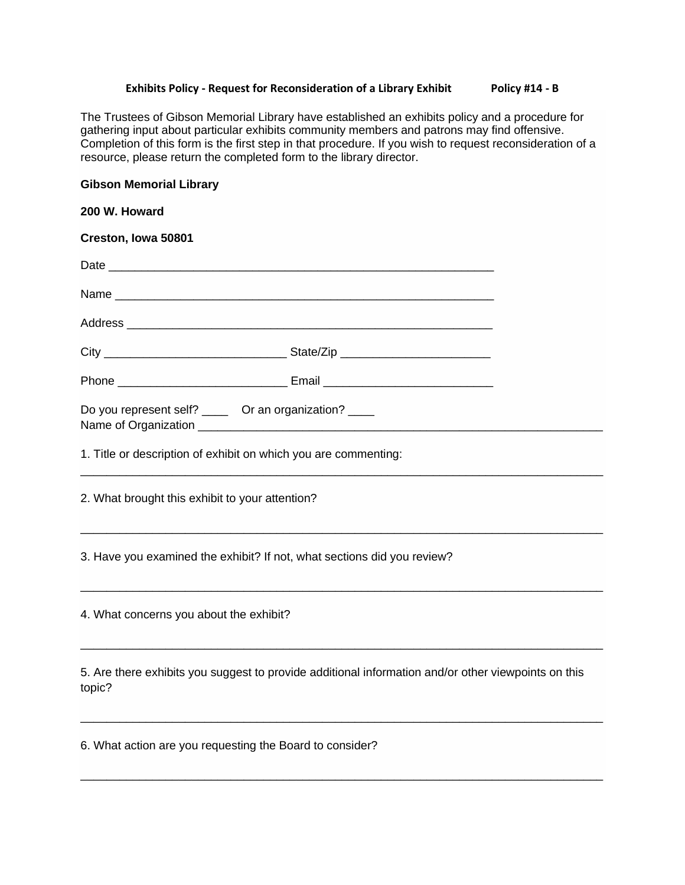**Exhibits Policy - Request for Reconsideration of a Library Exhibit Policy #14 - B**

The Trustees of Gibson Memorial Library have established an exhibits policy and a procedure for gathering input about particular exhibits community members and patrons may find offensive. Completion of this form is the first step in that procedure. If you wish to request reconsideration of a resource, please return the completed form to the library director.

**Gibson Memorial Library**

**200 W. Howard**

**Creston, Iowa 50801**

Date ___________________________________________________________

Name __________________________________________________________

Address ________________________________________________________

City ___________________________ State/Zip ______________________

Phone _________________________ Email _________________________

Do you represent self? ____ Or an organization? ____
Name of Organization _______________________________________________________________

1. Title or description of exhibit on which you are commenting:

_______________________________________________________________________________

2. What brought this exhibit to your attention?

_______________________________________________________________________________

3. Have you examined the exhibit? If not, what sections did you review?

_______________________________________________________________________________

4. What concerns you about the exhibit?

_______________________________________________________________________________

5. Are there exhibits you suggest to provide additional information and/or other viewpoints on this topic?

_______________________________________________________________________________

6. What action are you requesting the Board to consider?

_______________________________________________________________________________